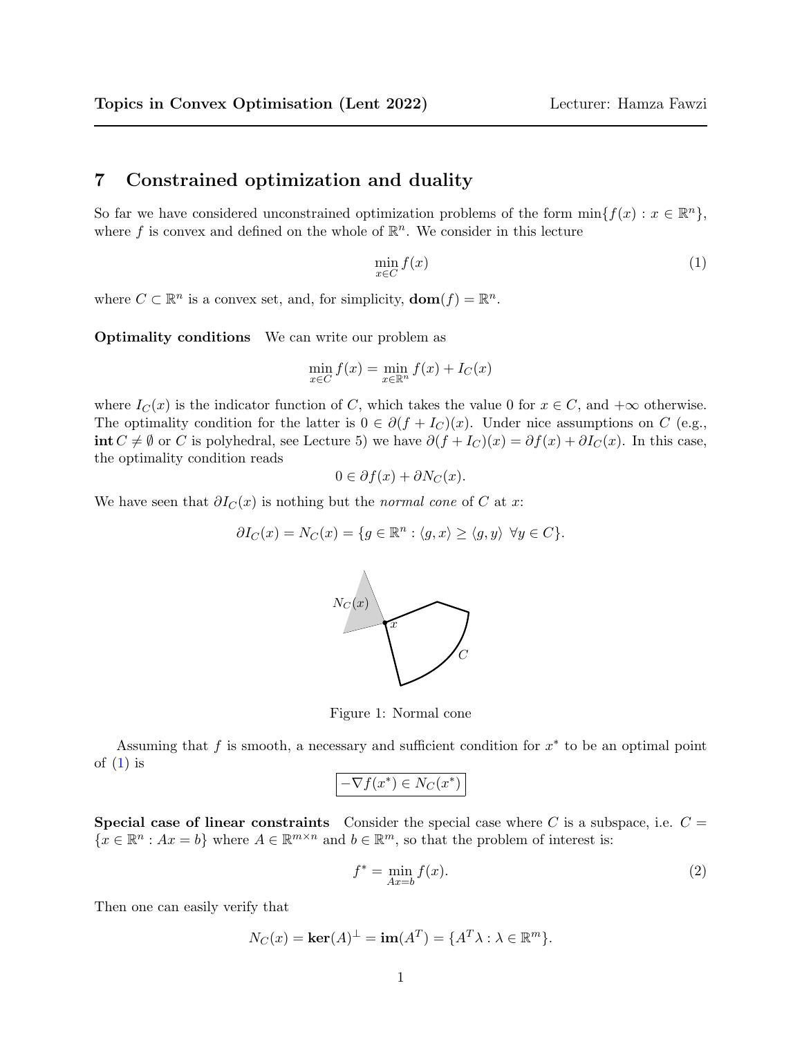## 7 Constrained optimization and duality

So far we have considered unconstrained optimization problems of the form $\min\{f(x) : x \in \mathbb{R}^n\}$, where $f$ is convex and defined on the whole of $\mathbb{R}^n$. We consider in this lecture

$$\min_{x \in C} f(x) \tag{1}$$

where $C \subset \mathbb{R}^n$ is a convex set, and, for simplicity, $\mathbf{dom}(f) = \mathbb{R}^n$.

**Optimality conditions** We can write our problem as

$$\min_{x \in C} f(x) = \min_{x \in \mathbb{R}^n} f(x) + I_C(x)$$

where $I_C(x)$ is the indicator function of $C$, which takes the value 0 for $x \in C$, and $+\infty$ otherwise. The optimality condition for the latter is $0 \in \partial(f + I_C)(x)$. Under nice assumptions on $C$ (e.g., $\mathbf{int}\, C \neq \emptyset$ or $C$ is polyhedral, see Lecture 5) we have $\partial(f + I_C)(x) = \partial f(x) + \partial I_C(x)$. In this case, the optimality condition reads

$$0 \in \partial f(x) + \partial N_C(x).$$

We have seen that $\partial I_C(x)$ is nothing but the *normal cone* of $C$ at $x$:

$$\partial I_C(x) = N_C(x) = \{g \in \mathbb{R}^n : \langle g, x \rangle \geq \langle g, y \rangle \ \forall y \in C\}.$$

Figure 1: Normal cone

Assuming that $f$ is smooth, a necessary and sufficient condition for $x^*$ to be an optimal point of (1) is

$$\boxed{-\nabla f(x^*) \in N_C(x^*)}$$

**Special case of linear constraints** Consider the special case where $C$ is a subspace, i.e. $C = \{x \in \mathbb{R}^n : Ax = b\}$ where $A \in \mathbb{R}^{m \times n}$ and $b \in \mathbb{R}^m$, so that the problem of interest is:

$$f^* = \min_{Ax=b} f(x). \tag{2}$$

Then one can easily verify that

$$N_C(x) = \mathbf{ker}(A)^\perp = \mathbf{im}(A^T) = \{A^T \lambda : \lambda \in \mathbb{R}^m\}.$$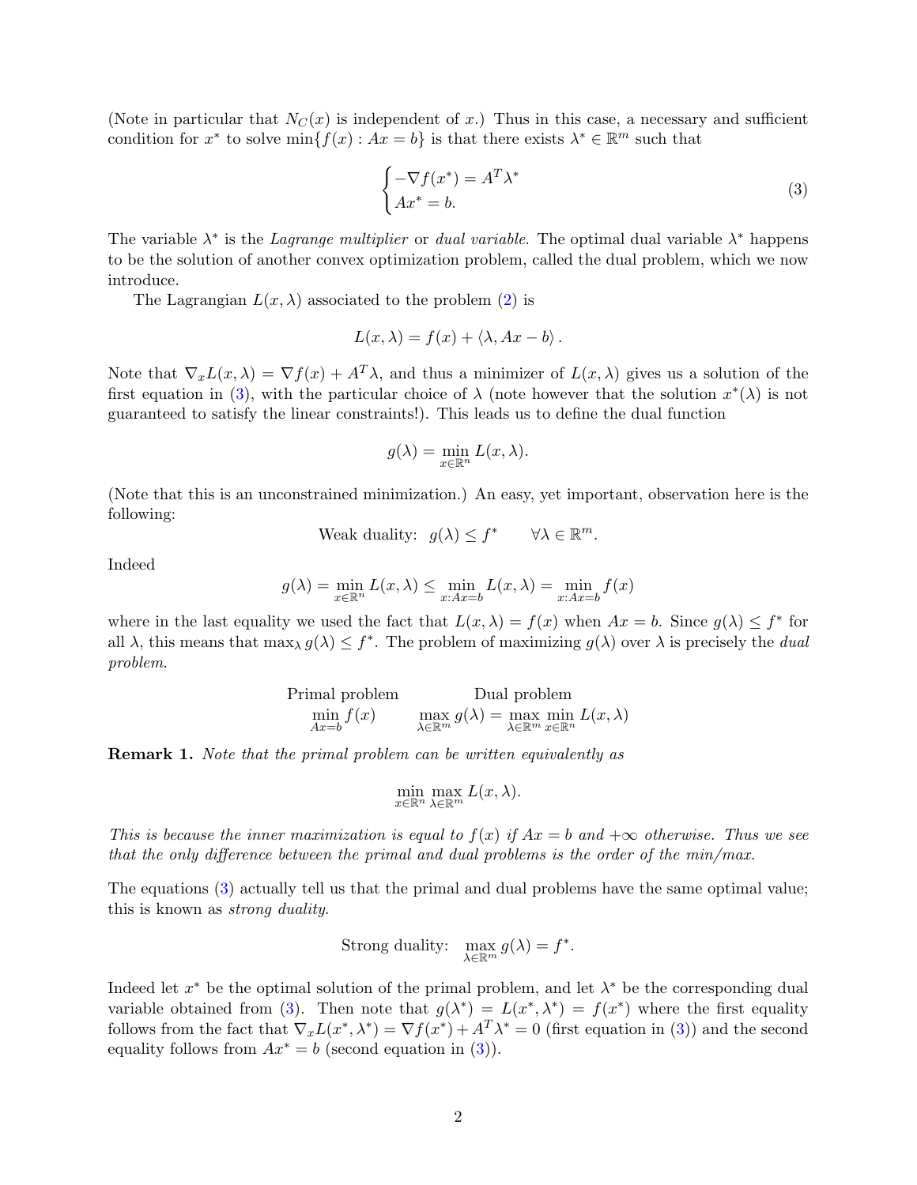(Note in particular that $N_C(x)$ is independent of $x$.) Thus in this case, a necessary and sufficient condition for $x^*$ to solve $\min\{f(x) : Ax = b\}$ is that there exists $\lambda^* \in \mathbb{R}^m$ such that

$$\begin{cases} -\nabla f(x^*) = A^T \lambda^* \\ Ax^* = b. \end{cases} \tag{3}$$

The variable $\lambda^*$ is the *Lagrange multiplier* or *dual variable*. The optimal dual variable $\lambda^*$ happens to be the solution of another convex optimization problem, called the dual problem, which we now introduce.

The Lagrangian $L(x, \lambda)$ associated to the problem (2) is

$$L(x, \lambda) = f(x) + \langle \lambda, Ax - b \rangle .$$

Note that $\nabla_x L(x, \lambda) = \nabla f(x) + A^T \lambda$, and thus a minimizer of $L(x, \lambda)$ gives us a solution of the first equation in (3), with the particular choice of $\lambda$ (note however that the solution $x^*(\lambda)$ is not guaranteed to satisfy the linear constraints!). This leads us to define the dual function

$$g(\lambda) = \min_{x \in \mathbb{R}^n} L(x, \lambda).$$

(Note that this is an unconstrained minimization.) An easy, yet important, observation here is the following:

$$\text{Weak duality:} \;\; g(\lambda) \leq f^* \qquad \forall \lambda \in \mathbb{R}^m.$$

Indeed

$$g(\lambda) = \min_{x \in \mathbb{R}^n} L(x, \lambda) \leq \min_{x : Ax = b} L(x, \lambda) = \min_{x : Ax = b} f(x)$$

where in the last equality we used the fact that $L(x, \lambda) = f(x)$ when $Ax = b$. Since $g(\lambda) \leq f^*$ for all $\lambda$, this means that $\max_\lambda g(\lambda) \leq f^*$. The problem of maximizing $g(\lambda)$ over $\lambda$ is precisely the *dual problem*.

| Primal problem | Dual problem |
|---|---|
| $\min_{Ax=b} f(x)$ | $\max_{\lambda \in \mathbb{R}^m} g(\lambda) = \max_{\lambda \in \mathbb{R}^m} \min_{x \in \mathbb{R}^n} L(x, \lambda)$ |

**Remark 1.** *Note that the primal problem can be written equivalently as*

$$\min_{x \in \mathbb{R}^n} \max_{\lambda \in \mathbb{R}^m} L(x, \lambda).$$

*This is because the inner maximization is equal to $f(x)$ if $Ax = b$ and $+\infty$ otherwise. Thus we see that the only difference between the primal and dual problems is the order of the min/max.*

The equations (3) actually tell us that the primal and dual problems have the same optimal value; this is known as *strong duality*.

$$\text{Strong duality:} \;\; \max_{\lambda \in \mathbb{R}^m} g(\lambda) = f^*.$$

Indeed let $x^*$ be the optimal solution of the primal problem, and let $\lambda^*$ be the corresponding dual variable obtained from (3). Then note that $g(\lambda^*) = L(x^*, \lambda^*) = f(x^*)$ where the first equality follows from the fact that $\nabla_x L(x^*, \lambda^*) = \nabla f(x^*) + A^T \lambda^* = 0$ (first equation in (3)) and the second equality follows from $Ax^* = b$ (second equation in (3)).